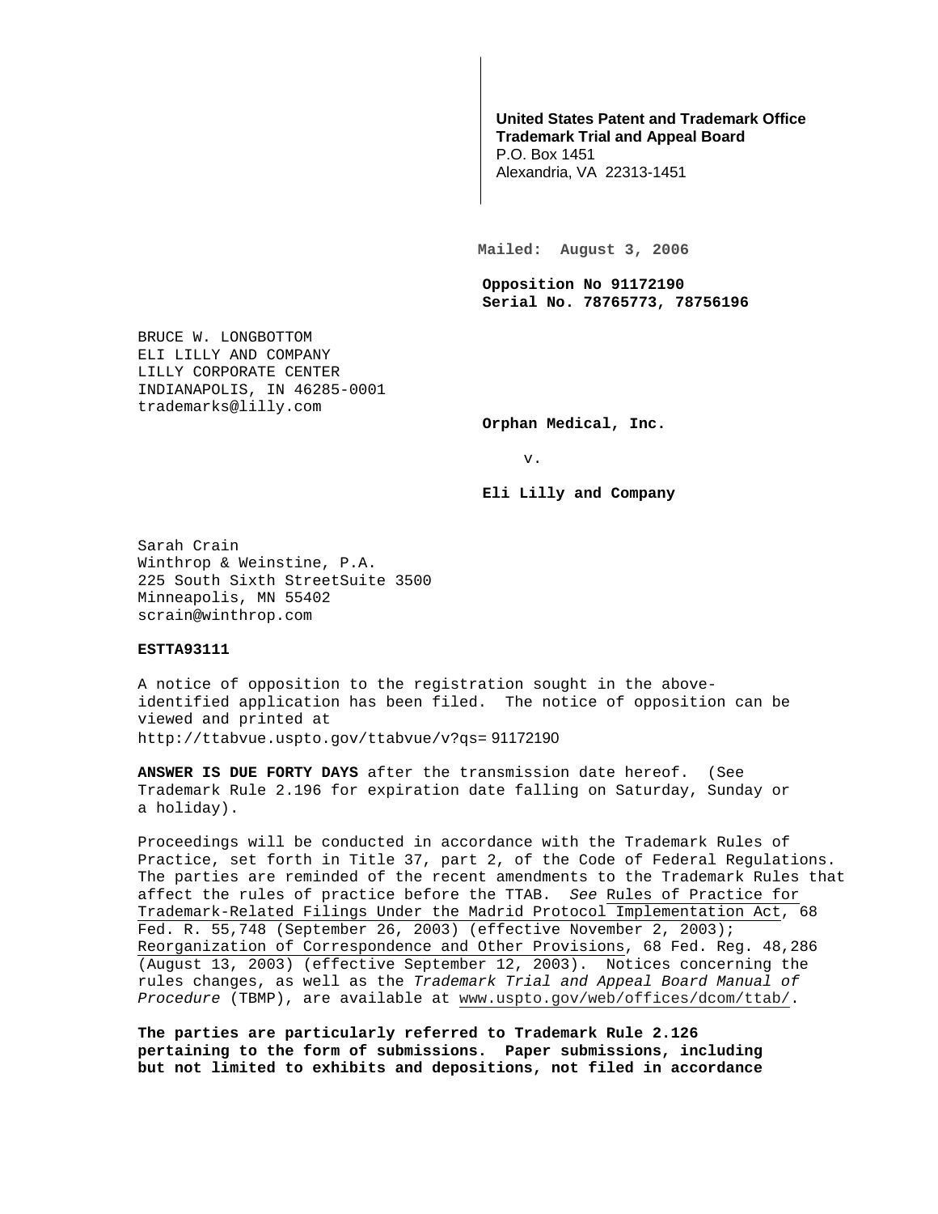**United States Patent and Trademark Office**
**Trademark Trial and Appeal Board**
P.O. Box 1451
Alexandria, VA 22313-1451

**Mailed: August 3, 2006**

**Opposition No 91172190**
**Serial No. 78765773, 78756196**

BRUCE W. LONGBOTTOM
ELI LILLY AND COMPANY
LILLY CORPORATE CENTER
INDIANAPOLIS, IN 46285-0001
trademarks@lilly.com

**Orphan Medical, Inc.**

v.

**Eli Lilly and Company**

Sarah Crain
Winthrop & Weinstine, P.A.
225 South Sixth StreetSuite 3500
Minneapolis, MN 55402
scrain@winthrop.com

**ESTTA93111**

A notice of opposition to the registration sought in the above-identified application has been filed. The notice of opposition can be viewed and printed at
http://ttabvue.uspto.gov/ttabvue/v?qs= 91172190

**ANSWER IS DUE FORTY DAYS** after the transmission date hereof. (See Trademark Rule 2.196 for expiration date falling on Saturday, Sunday or a holiday).

Proceedings will be conducted in accordance with the Trademark Rules of Practice, set forth in Title 37, part 2, of the Code of Federal Regulations. The parties are reminded of the recent amendments to the Trademark Rules that affect the rules of practice before the TTAB. *See* Rules of Practice for Trademark-Related Filings Under the Madrid Protocol Implementation Act, 68 Fed. R. 55,748 (September 26, 2003) (effective November 2, 2003); Reorganization of Correspondence and Other Provisions, 68 Fed. Reg. 48,286 (August 13, 2003) (effective September 12, 2003). Notices concerning the rules changes, as well as the *Trademark Trial and Appeal Board Manual of Procedure* (TBMP), are available at www.uspto.gov/web/offices/dcom/ttab/.

**The parties are particularly referred to Trademark Rule 2.126 pertaining to the form of submissions. Paper submissions, including but not limited to exhibits and depositions, not filed in accordance**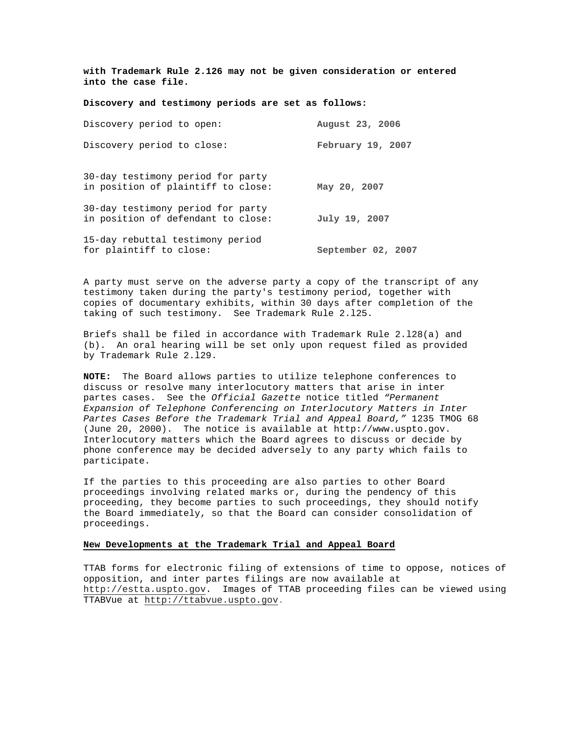**with Trademark Rule 2.126 may not be given consideration or entered into the case file.**

**Discovery and testimony periods are set as follows:**

| | |
|---|---|
| Discovery period to open: | **August 23, 2006** |
| Discovery period to close: | **February 19, 2007** |
| 30-day testimony period for party in position of plaintiff to close: | **May 20, 2007** |
| 30-day testimony period for party in position of defendant to close: | **July 19, 2007** |
| 15-day rebuttal testimony period for plaintiff to close: | **September 02, 2007** |

A party must serve on the adverse party a copy of the transcript of any testimony taken during the party's testimony period, together with copies of documentary exhibits, within 30 days after completion of the taking of such testimony. See Trademark Rule 2.l25.

Briefs shall be filed in accordance with Trademark Rule 2.l28(a) and (b). An oral hearing will be set only upon request filed as provided by Trademark Rule 2.l29.

**NOTE:** The Board allows parties to utilize telephone conferences to discuss or resolve many interlocutory matters that arise in inter partes cases. See the *Official Gazette* notice titled *"Permanent Expansion of Telephone Conferencing on Interlocutory Matters in Inter Partes Cases Before the Trademark Trial and Appeal Board,"* 1235 TMOG 68 (June 20, 2000). The notice is available at http://www.uspto.gov. Interlocutory matters which the Board agrees to discuss or decide by phone conference may be decided adversely to any party which fails to participate.

If the parties to this proceeding are also parties to other Board proceedings involving related marks or, during the pendency of this proceeding, they become parties to such proceedings, they should notify the Board immediately, so that the Board can consider consolidation of proceedings.

**New Developments at the Trademark Trial and Appeal Board**

TTAB forms for electronic filing of extensions of time to oppose, notices of opposition, and inter partes filings are now available at http://estta.uspto.gov. Images of TTAB proceeding files can be viewed using TTABVue at http://ttabvue.uspto.gov.